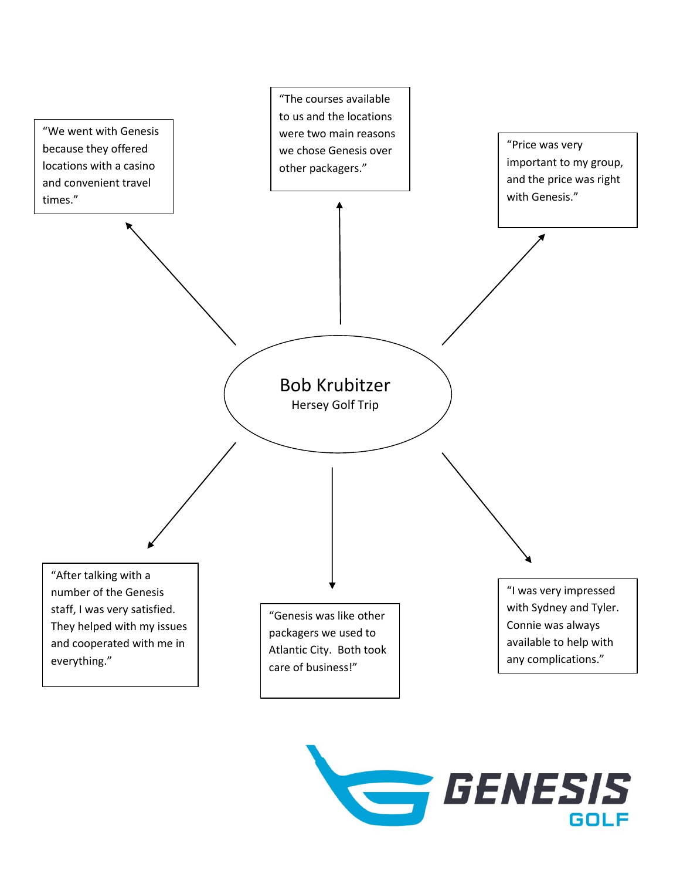# Bob Krubitzer

Hersey Golf Trip

"We went with Genesis because they offered locations with a casino and convenient travel times."

"The courses available to us and the locations were two main reasons we chose Genesis over other packagers."

"Price was very important to my group, and the price was right with Genesis."

"After talking with a number of the Genesis staff, I was very satisfied. They helped with my issues and cooperated with me in everything."

"Genesis was like other packagers we used to Atlantic City. Both took care of business!"

"I was very impressed with Sydney and Tyler. Connie was always available to help with any complications."

GENESIS GOLF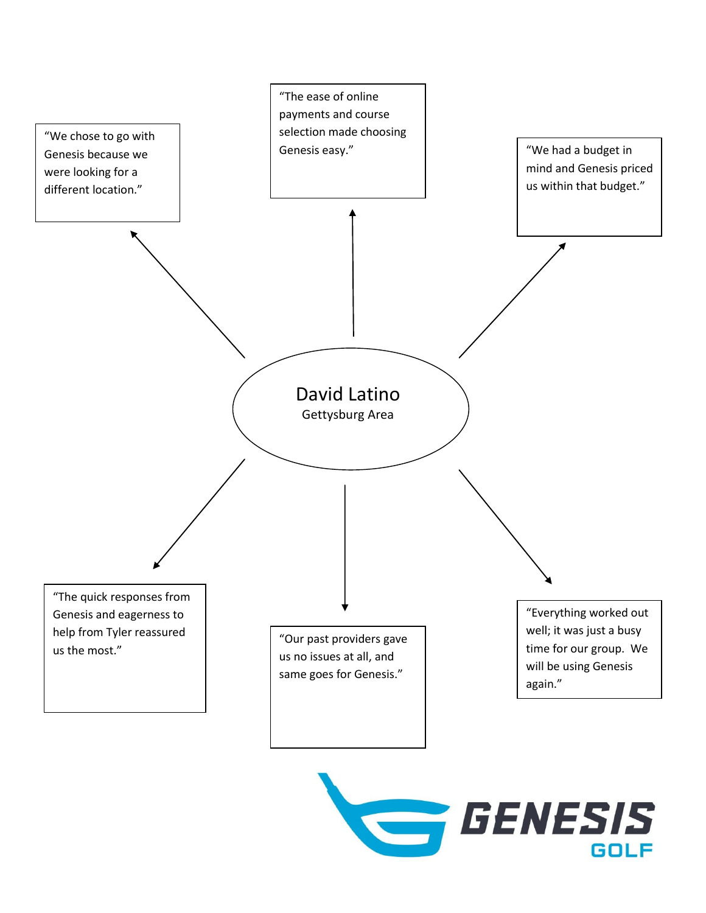## David Latino

Gettysburg Area

- "We chose to go with Genesis because we were looking for a different location."
- "The ease of online payments and course selection made choosing Genesis easy."
- "We had a budget in mind and Genesis priced us within that budget."
- "The quick responses from Genesis and eagerness to help from Tyler reassured us the most."
- "Our past providers gave us no issues at all, and same goes for Genesis."
- "Everything worked out well; it was just a busy time for our group. We will be using Genesis again."

GENESIS GOLF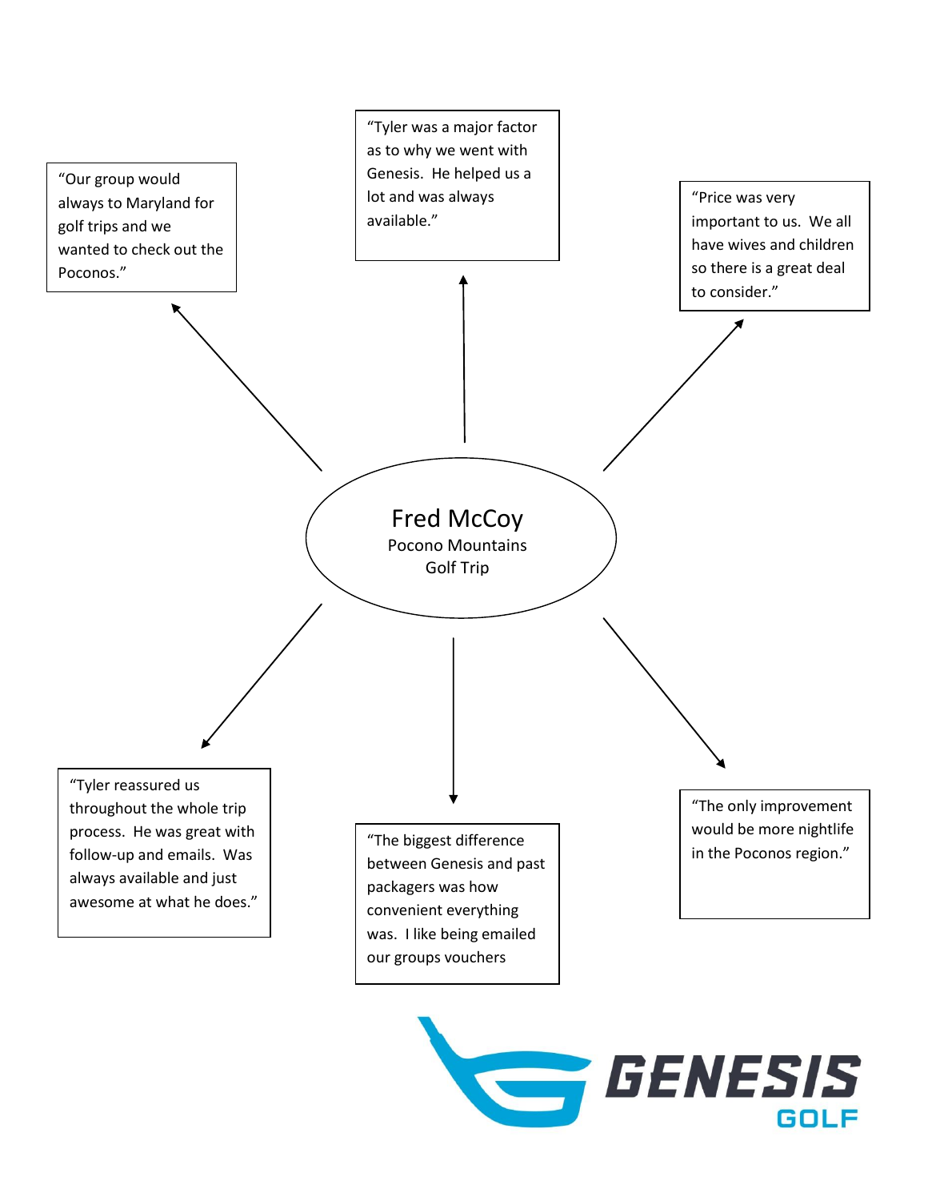# Fred McCoy

Pocono Mountains Golf Trip

"Our group would always to Maryland for golf trips and we wanted to check out the Poconos."

"Tyler was a major factor as to why we went with Genesis. He helped us a lot and was always available."

"Price was very important to us. We all have wives and children so there is a great deal to consider."

"Tyler reassured us throughout the whole trip process. He was great with follow-up and emails. Was always available and just awesome at what he does."

"The biggest difference between Genesis and past packagers was how convenient everything was. I like being emailed our groups vouchers

"The only improvement would be more nightlife in the Poconos region."

GENESIS GOLF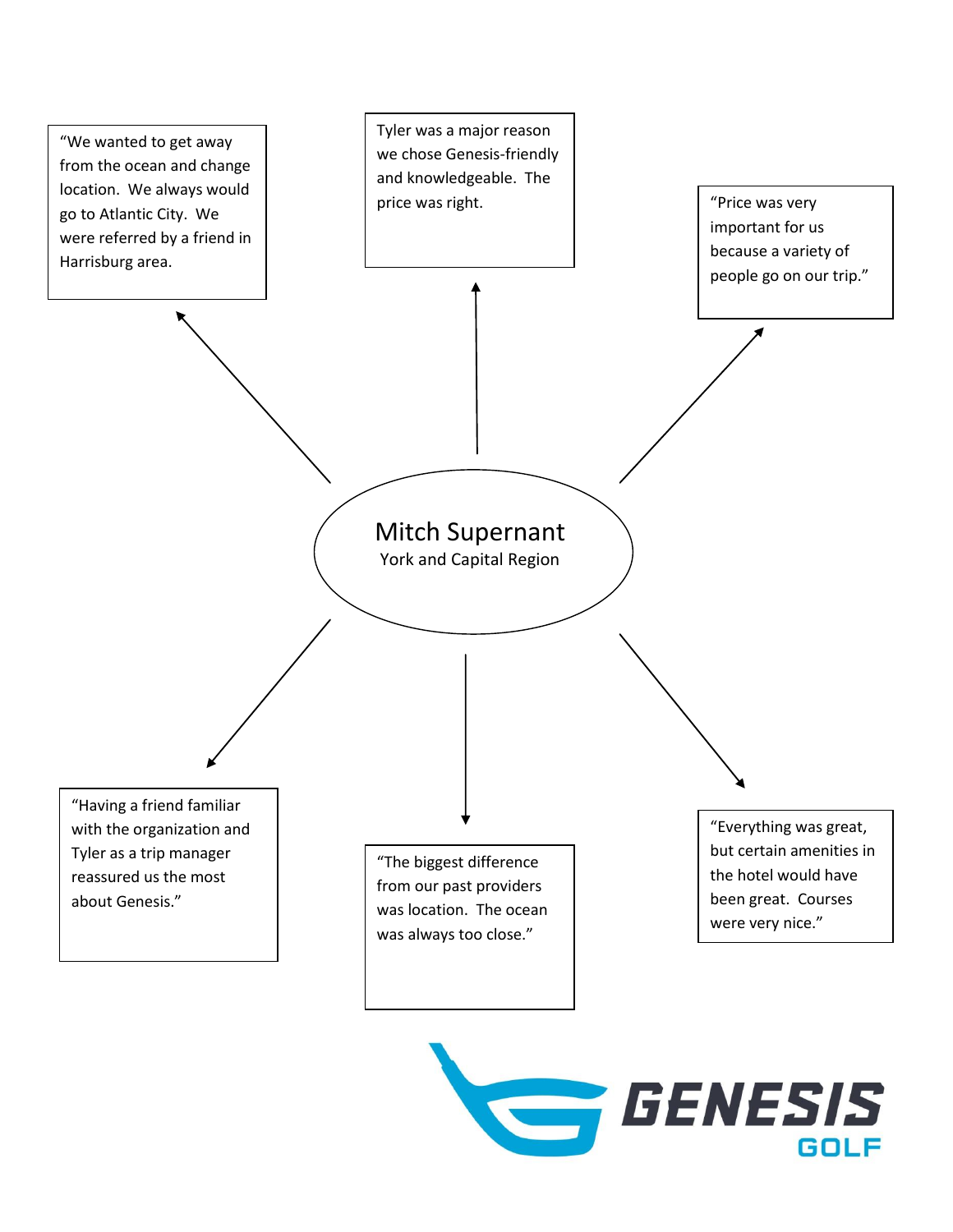# Mitch Supernant

York and Capital Region

“We wanted to get away from the ocean and change location. We always would go to Atlantic City. We were referred by a friend in Harrisburg area.

Tyler was a major reason we chose Genesis-friendly and knowledgeable. The price was right.

“Price was very important for us because a variety of people go on our trip.”

“Having a friend familiar with the organization and Tyler as a trip manager reassured us the most about Genesis.”

“The biggest difference from our past providers was location. The ocean was always too close.”

“Everything was great, but certain amenities in the hotel would have been great. Courses were very nice.”

GENESIS GOLF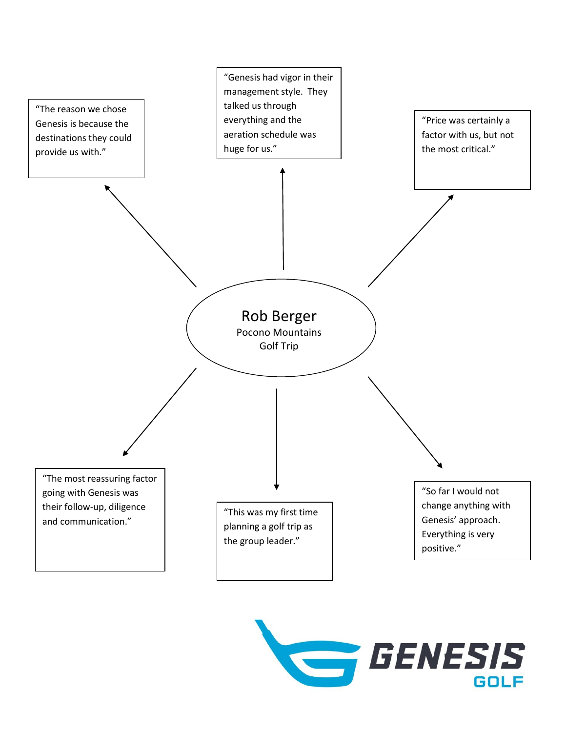**Rob Berger**
Pocono Mountains Golf Trip

"The reason we chose Genesis is because the destinations they could provide us with."

"Genesis had vigor in their management style. They talked us through everything and the aeration schedule was huge for us."

"Price was certainly a factor with us, but not the most critical."

"The most reassuring factor going with Genesis was their follow-up, diligence and communication."

"This was my first time planning a golf trip as the group leader."

"So far I would not change anything with Genesis' approach. Everything is very positive."

GENESIS GOLF